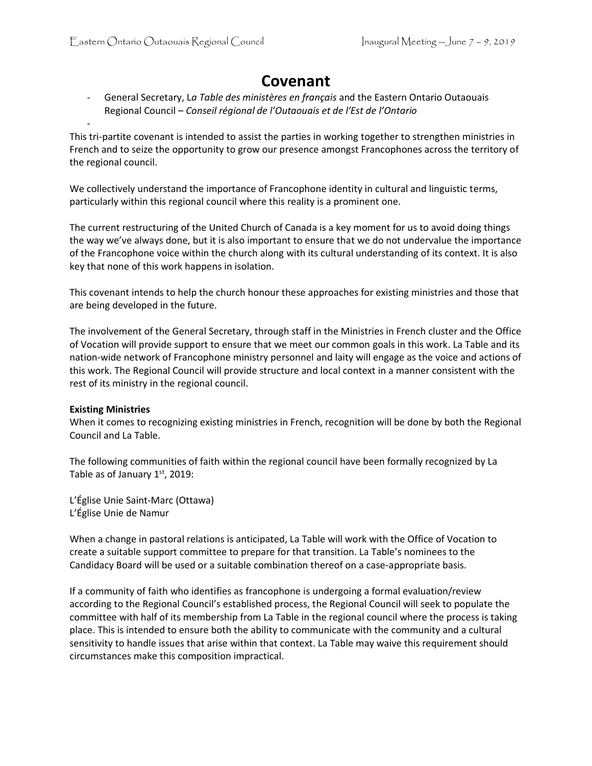# Covenant

- General Secretary, L*a Table des ministères en français* and the Eastern Ontario Outaouais Regional Council – *Conseil régional de l'Outaouais et de l'Est de l'Ontario*
-

This tri-partite covenant is intended to assist the parties in working together to strengthen ministries in French and to seize the opportunity to grow our presence amongst Francophones across the territory of the regional council.

We collectively understand the importance of Francophone identity in cultural and linguistic terms, particularly within this regional council where this reality is a prominent one.

The current restructuring of the United Church of Canada is a key moment for us to avoid doing things the way we've always done, but it is also important to ensure that we do not undervalue the importance of the Francophone voice within the church along with its cultural understanding of its context. It is also key that none of this work happens in isolation.

This covenant intends to help the church honour these approaches for existing ministries and those that are being developed in the future.

The involvement of the General Secretary, through staff in the Ministries in French cluster and the Office of Vocation will provide support to ensure that we meet our common goals in this work. La Table and its nation-wide network of Francophone ministry personnel and laity will engage as the voice and actions of this work. The Regional Council will provide structure and local context in a manner consistent with the rest of its ministry in the regional council.

**Existing Ministries**

When it comes to recognizing existing ministries in French, recognition will be done by both the Regional Council and La Table.

The following communities of faith within the regional council have been formally recognized by La Table as of January 1st, 2019:

L'Église Unie Saint-Marc (Ottawa)
L'Église Unie de Namur

When a change in pastoral relations is anticipated, La Table will work with the Office of Vocation to create a suitable support committee to prepare for that transition. La Table's nominees to the Candidacy Board will be used or a suitable combination thereof on a case-appropriate basis.

If a community of faith who identifies as francophone is undergoing a formal evaluation/review according to the Regional Council's established process, the Regional Council will seek to populate the committee with half of its membership from La Table in the regional council where the process is taking place. This is intended to ensure both the ability to communicate with the community and a cultural sensitivity to handle issues that arise within that context. La Table may waive this requirement should circumstances make this composition impractical.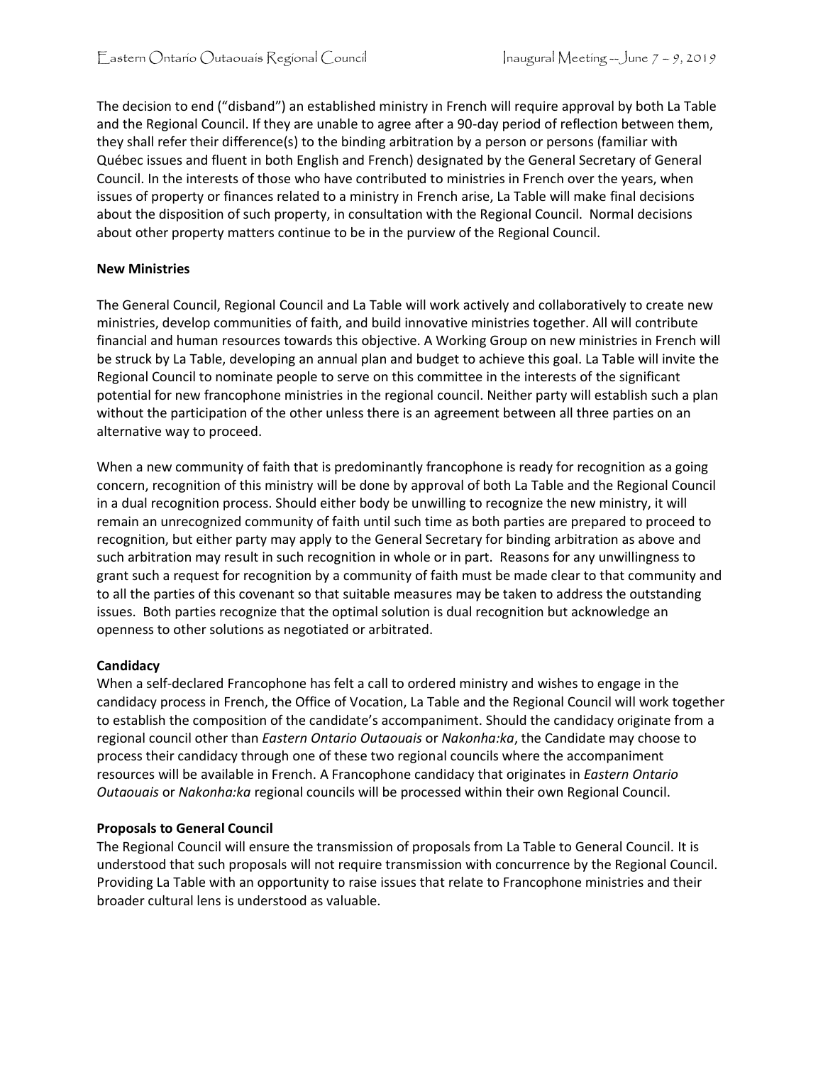The decision to end ("disband") an established ministry in French will require approval by both La Table and the Regional Council. If they are unable to agree after a 90-day period of reflection between them, they shall refer their difference(s) to the binding arbitration by a person or persons (familiar with Québec issues and fluent in both English and French) designated by the General Secretary of General Council. In the interests of those who have contributed to ministries in French over the years, when issues of property or finances related to a ministry in French arise, La Table will make final decisions about the disposition of such property, in consultation with the Regional Council. Normal decisions about other property matters continue to be in the purview of the Regional Council.

**New Ministries**

The General Council, Regional Council and La Table will work actively and collaboratively to create new ministries, develop communities of faith, and build innovative ministries together. All will contribute financial and human resources towards this objective. A Working Group on new ministries in French will be struck by La Table, developing an annual plan and budget to achieve this goal. La Table will invite the Regional Council to nominate people to serve on this committee in the interests of the significant potential for new francophone ministries in the regional council. Neither party will establish such a plan without the participation of the other unless there is an agreement between all three parties on an alternative way to proceed.

When a new community of faith that is predominantly francophone is ready for recognition as a going concern, recognition of this ministry will be done by approval of both La Table and the Regional Council in a dual recognition process. Should either body be unwilling to recognize the new ministry, it will remain an unrecognized community of faith until such time as both parties are prepared to proceed to recognition, but either party may apply to the General Secretary for binding arbitration as above and such arbitration may result in such recognition in whole or in part. Reasons for any unwillingness to grant such a request for recognition by a community of faith must be made clear to that community and to all the parties of this covenant so that suitable measures may be taken to address the outstanding issues. Both parties recognize that the optimal solution is dual recognition but acknowledge an openness to other solutions as negotiated or arbitrated.

**Candidacy**

When a self-declared Francophone has felt a call to ordered ministry and wishes to engage in the candidacy process in French, the Office of Vocation, La Table and the Regional Council will work together to establish the composition of the candidate's accompaniment. Should the candidacy originate from a regional council other than *Eastern Ontario Outaouais* or *Nakonha:ka*, the Candidate may choose to process their candidacy through one of these two regional councils where the accompaniment resources will be available in French. A Francophone candidacy that originates in *Eastern Ontario Outaouais* or *Nakonha:ka* regional councils will be processed within their own Regional Council.

**Proposals to General Council**

The Regional Council will ensure the transmission of proposals from La Table to General Council. It is understood that such proposals will not require transmission with concurrence by the Regional Council. Providing La Table with an opportunity to raise issues that relate to Francophone ministries and their broader cultural lens is understood as valuable.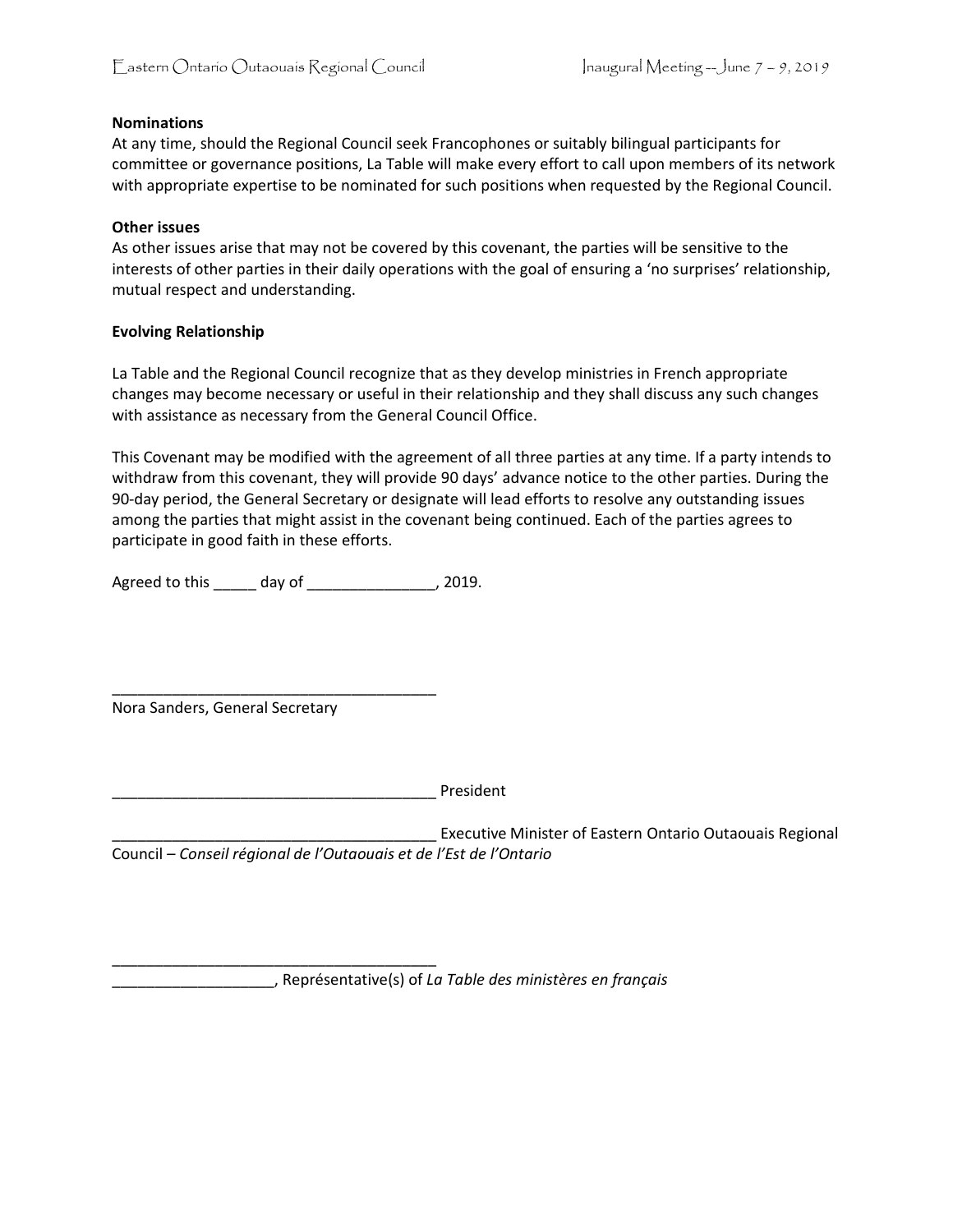**Nominations**

At any time, should the Regional Council seek Francophones or suitably bilingual participants for committee or governance positions, La Table will make every effort to call upon members of its network with appropriate expertise to be nominated for such positions when requested by the Regional Council.

**Other issues**

As other issues arise that may not be covered by this covenant, the parties will be sensitive to the interests of other parties in their daily operations with the goal of ensuring a 'no surprises' relationship, mutual respect and understanding.

**Evolving Relationship**

La Table and the Regional Council recognize that as they develop ministries in French appropriate changes may become necessary or useful in their relationship and they shall discuss any such changes with assistance as necessary from the General Council Office.

This Covenant may be modified with the agreement of all three parties at any time. If a party intends to withdraw from this covenant, they will provide 90 days' advance notice to the other parties. During the 90-day period, the General Secretary or designate will lead efforts to resolve any outstanding issues among the parties that might assist in the covenant being continued. Each of the parties agrees to participate in good faith in these efforts.

Agreed to this _____ day of _______________, 2019.

_______________________________________
Nora Sanders, General Secretary

_______________________________________ President

_______________________________________ Executive Minister of Eastern Ontario Outaouais Regional Council – *Conseil régional de l'Outaouais et de l'Est de l'Ontario*

_______________________________________
___________________, Représentative(s) of *La Table des ministères en français*